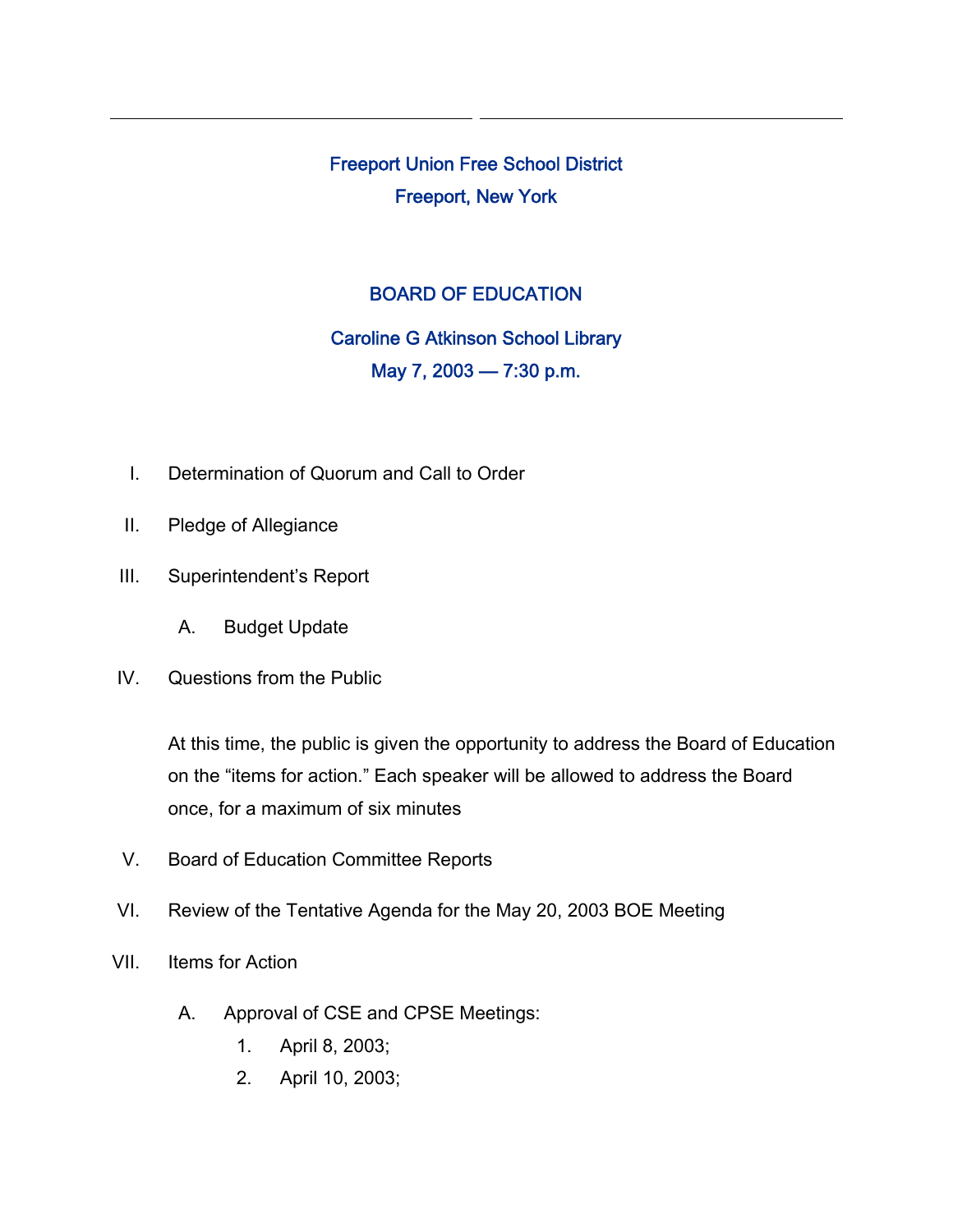# Freeport Union Free School District

## Freeport, New York

## BOARD OF EDUCATION

### Caroline G Atkinson School Library

### May 7, 2003 — 7:30 p.m.

I. Determination of Quorum and Call to Order

II. Pledge of Allegiance

III. Superintendent's Report

   A. Budget Update

IV. Questions from the Public

   At this time, the public is given the opportunity to address the Board of Education on the "items for action." Each speaker will be allowed to address the Board once, for a maximum of six minutes

V. Board of Education Committee Reports

VI. Review of the Tentative Agenda for the May 20, 2003 BOE Meeting

VII. Items for Action

   A. Approval of CSE and CPSE Meetings:

      1. April 8, 2003;
      2. April 10, 2003;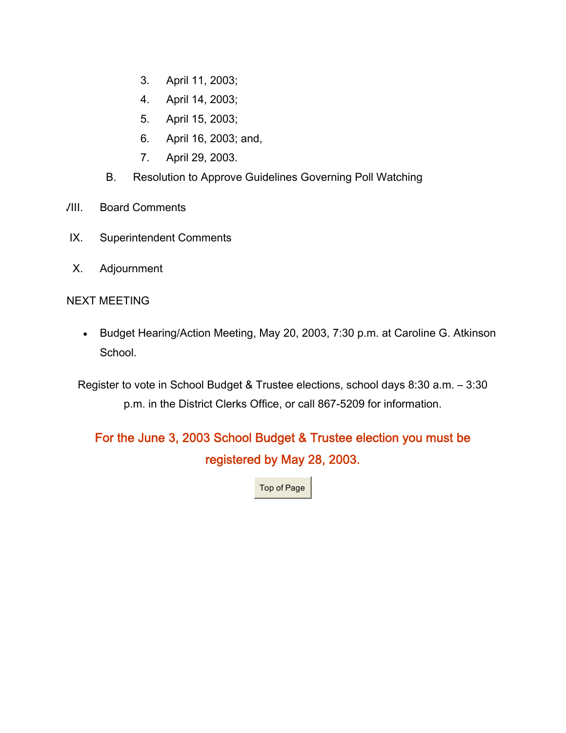3. April 11, 2003;
4. April 14, 2003;
5. April 15, 2003;
6. April 16, 2003; and,
7. April 29, 2003.

B. Resolution to Approve Guidelines Governing Poll Watching

VIII. Board Comments

IX. Superintendent Comments

X. Adjournment

NEXT MEETING

- Budget Hearing/Action Meeting, May 20, 2003, 7:30 p.m. at Caroline G. Atkinson School.

Register to vote in School Budget & Trustee elections, school days 8:30 a.m. – 3:30 p.m. in the District Clerks Office, or call 867-5209 for information.

**For the June 3, 2003 School Budget & Trustee election you must be registered by May 28, 2003.**

Top of Page